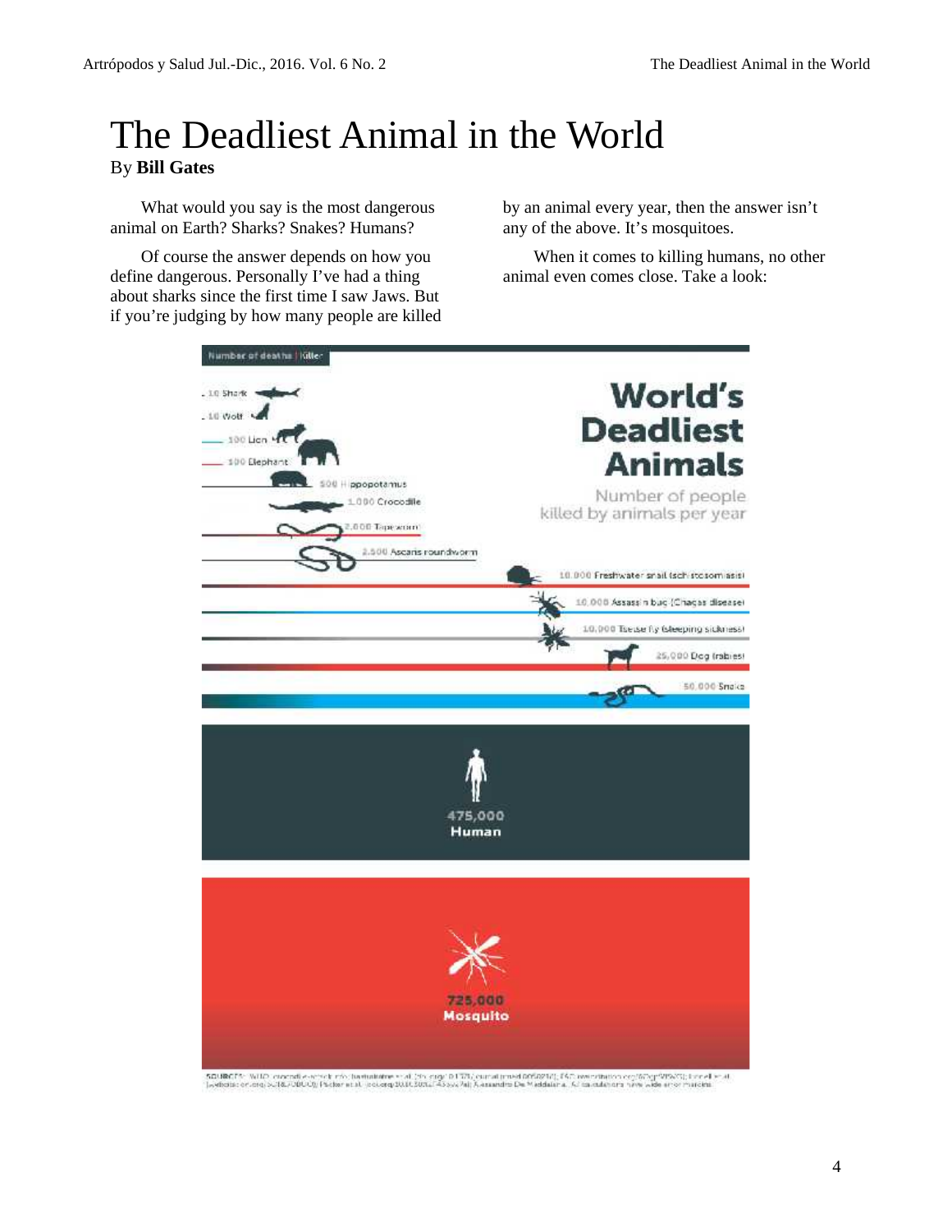# The Deadliest Animal in the World

By **Bill Gates**

What would you say is the most dangerous animal on Earth? Sharks? Snakes? Humans?

Of course the answer depends on how you define dangerous. Personally I've had a thing about sharks since the first time I saw Jaws. But if you're judging by how many people are killed by an animal every year, then the answer isn't any of the above. It's mosquitoes.

When it comes to killing humans, no other animal even comes close. Take a look:

## World's Deadliest Animals

Number of people killed by animals per year

| Number of deaths | Killer |
| --- | --- |
| 10 | Shark |
| 10 | Wolf |
| 100 | Lion |
| 100 | Elephant |
| 500 | Hippopotamus |
| 1,000 | Crocodile |
| 2,000 | Tapeworm |
| 2,500 | Ascaris roundworm |
| 10,000 | Freshwater snail (schistosomiasis) |
| 10,000 | Assassin bug (Chagas disease) |
| 10,000 | Tsetse fly (sleeping sickness) |
| 25,000 | Dog (rabies) |
| 50,000 | Snake |
| 475,000 | Human |
| 725,000 | Mosquito |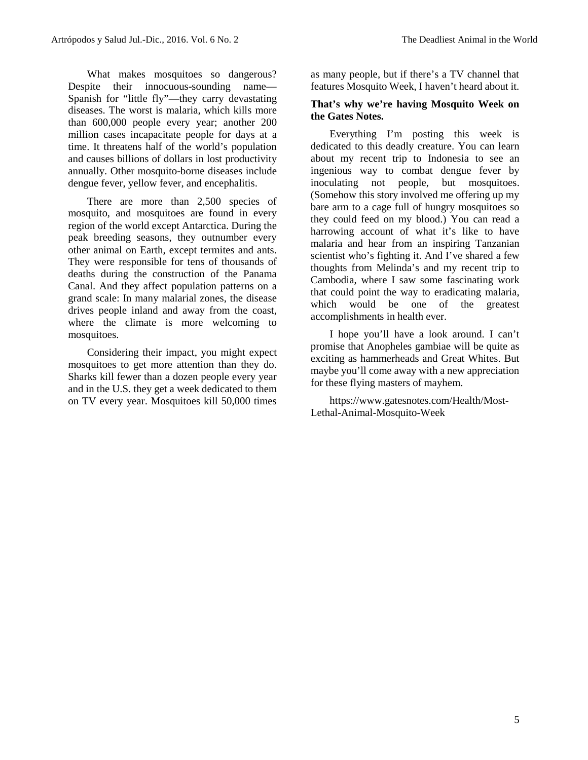What makes mosquitoes so dangerous? Despite their innocuous-sounding name—Spanish for “little fly”—they carry devastating diseases. The worst is malaria, which kills more than 600,000 people every year; another 200 million cases incapacitate people for days at a time. It threatens half of the world’s population and causes billions of dollars in lost productivity annually. Other mosquito-borne diseases include dengue fever, yellow fever, and encephalitis.

There are more than 2,500 species of mosquito, and mosquitoes are found in every region of the world except Antarctica. During the peak breeding seasons, they outnumber every other animal on Earth, except termites and ants. They were responsible for tens of thousands of deaths during the construction of the Panama Canal. And they affect population patterns on a grand scale: In many malarial zones, the disease drives people inland and away from the coast, where the climate is more welcoming to mosquitoes.

Considering their impact, you might expect mosquitoes to get more attention than they do. Sharks kill fewer than a dozen people every year and in the U.S. they get a week dedicated to them on TV every year. Mosquitoes kill 50,000 times as many people, but if there’s a TV channel that features Mosquito Week, I haven’t heard about it.

**That’s why we’re having Mosquito Week on the Gates Notes.**

Everything I’m posting this week is dedicated to this deadly creature. You can learn about my recent trip to Indonesia to see an ingenious way to combat dengue fever by inoculating not people, but mosquitoes. (Somehow this story involved me offering up my bare arm to a cage full of hungry mosquitoes so they could feed on my blood.) You can read a harrowing account of what it’s like to have malaria and hear from an inspiring Tanzanian scientist who’s fighting it. And I’ve shared a few thoughts from Melinda’s and my recent trip to Cambodia, where I saw some fascinating work that could point the way to eradicating malaria, which would be one of the greatest accomplishments in health ever.

I hope you’ll have a look around. I can’t promise that Anopheles gambiae will be quite as exciting as hammerheads and Great Whites. But maybe you’ll come away with a new appreciation for these flying masters of mayhem.

https://www.gatesnotes.com/Health/Most-Lethal-Animal-Mosquito-Week